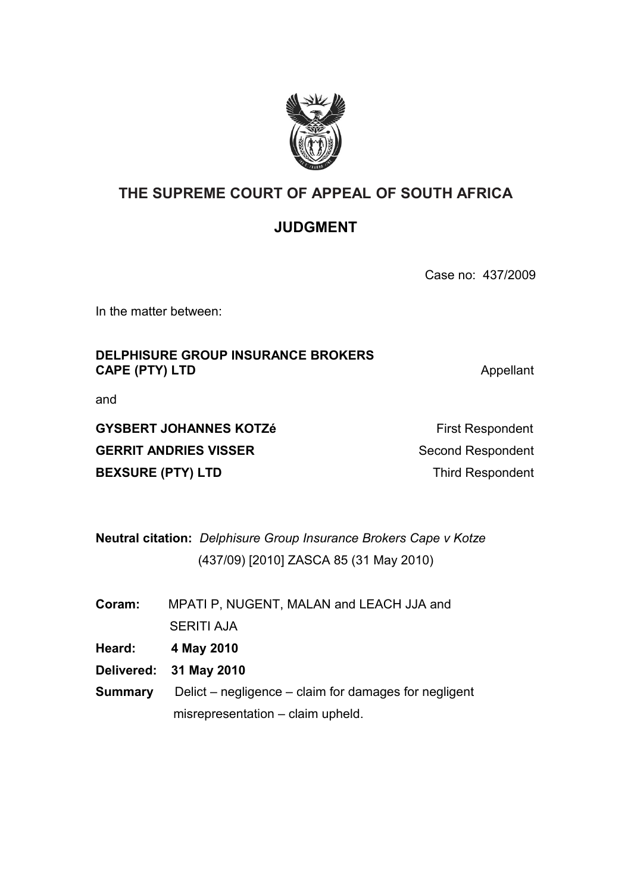# THE SUPREME COURT OF APPEAL OF SOUTH AFRICA

## JUDGMENT

Case no: 437/2009

In the matter between:

**DELPHISURE GROUP INSURANCE BROKERS CAPE (PTY) LTD** Appellant

and

**GYSBERT JOHANNES KOTZé** First Respondent

**GERRIT ANDRIES VISSER** Second Respondent

**BEXSURE (PTY) LTD** Third Respondent

**Neutral citation:** *Delphisure Group Insurance Brokers Cape v Kotze* (437/09) [2010] ZASCA 85 (31 May 2010)

**Coram:** MPATI P, NUGENT, MALAN and LEACH JJA and SERITI AJA

**Heard:** **4 May 2010**

**Delivered:** **31 May 2010**

**Summary** Delict – negligence – claim for damages for negligent misrepresentation – claim upheld.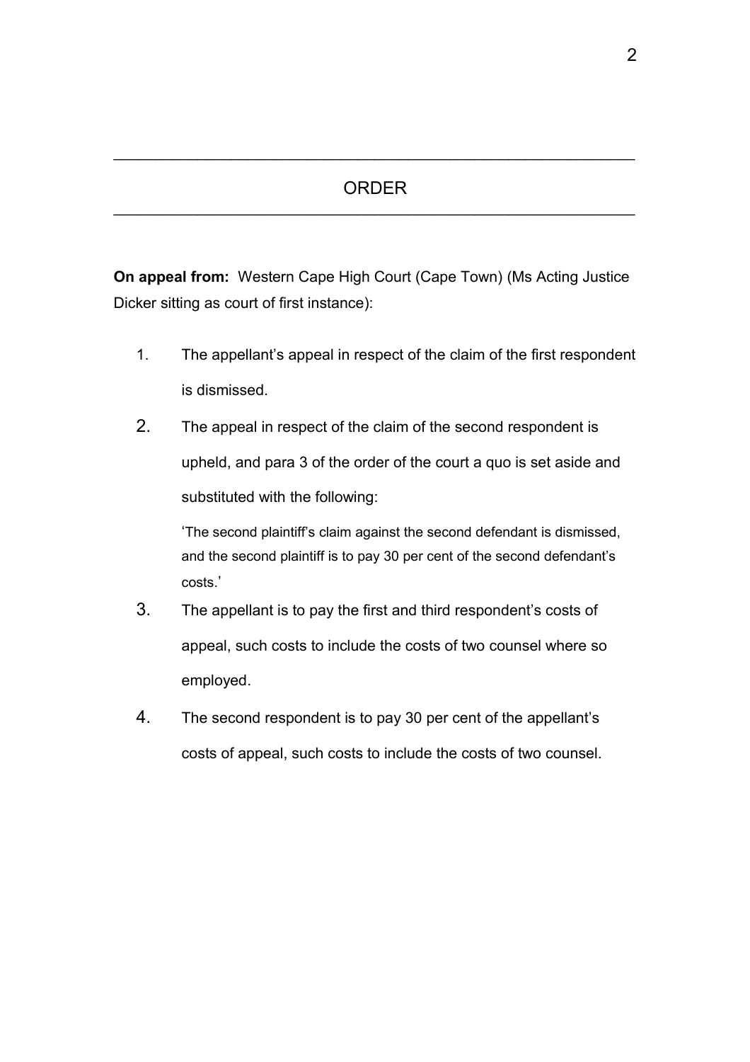## ORDER

**On appeal from:** Western Cape High Court (Cape Town) (Ms Acting Justice Dicker sitting as court of first instance):

1. The appellant's appeal in respect of the claim of the first respondent is dismissed.
2. The appeal in respect of the claim of the second respondent is upheld, and para 3 of the order of the court a quo is set aside and substituted with the following:

   'The second plaintiff's claim against the second defendant is dismissed, and the second plaintiff is to pay 30 per cent of the second defendant's costs.'
3. The appellant is to pay the first and third respondent's costs of appeal, such costs to include the costs of two counsel where so employed.
4. The second respondent is to pay 30 per cent of the appellant's costs of appeal, such costs to include the costs of two counsel.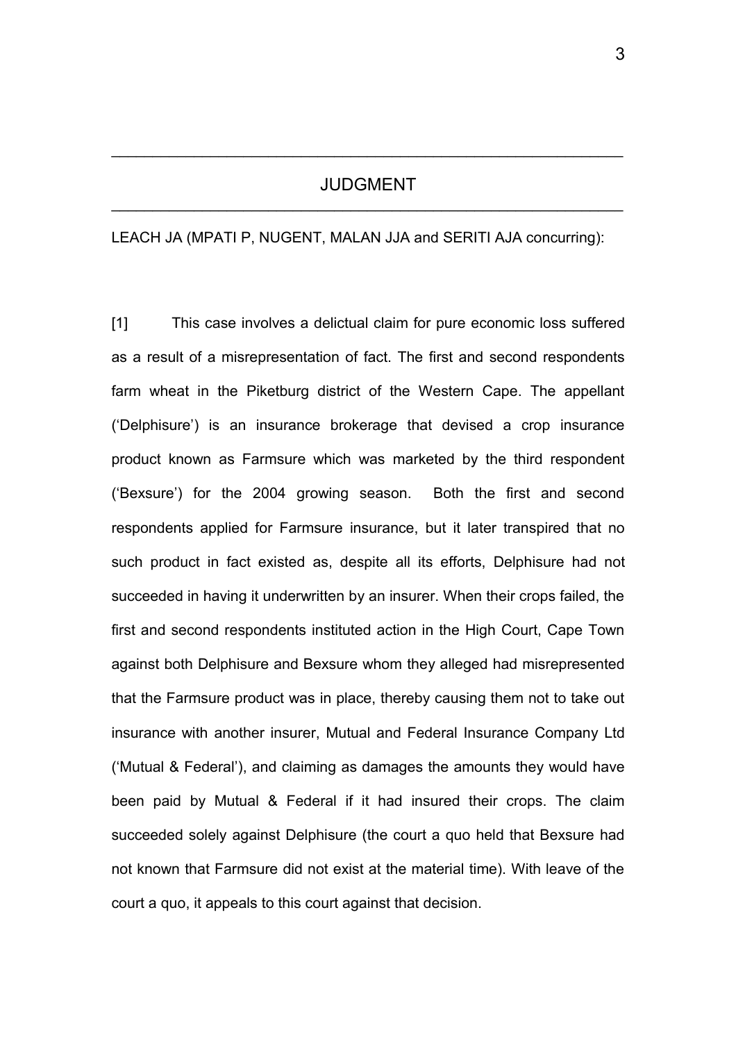# JUDGMENT

LEACH JA (MPATI P, NUGENT, MALAN JJA and SERITI AJA concurring):

[1] This case involves a delictual claim for pure economic loss suffered as a result of a misrepresentation of fact. The first and second respondents farm wheat in the Piketburg district of the Western Cape. The appellant ('Delphisure') is an insurance brokerage that devised a crop insurance product known as Farmsure which was marketed by the third respondent ('Bexsure') for the 2004 growing season. Both the first and second respondents applied for Farmsure insurance, but it later transpired that no such product in fact existed as, despite all its efforts, Delphisure had not succeeded in having it underwritten by an insurer. When their crops failed, the first and second respondents instituted action in the High Court, Cape Town against both Delphisure and Bexsure whom they alleged had misrepresented that the Farmsure product was in place, thereby causing them not to take out insurance with another insurer, Mutual and Federal Insurance Company Ltd ('Mutual & Federal'), and claiming as damages the amounts they would have been paid by Mutual & Federal if it had insured their crops. The claim succeeded solely against Delphisure (the court a quo held that Bexsure had not known that Farmsure did not exist at the material time). With leave of the court a quo, it appeals to this court against that decision.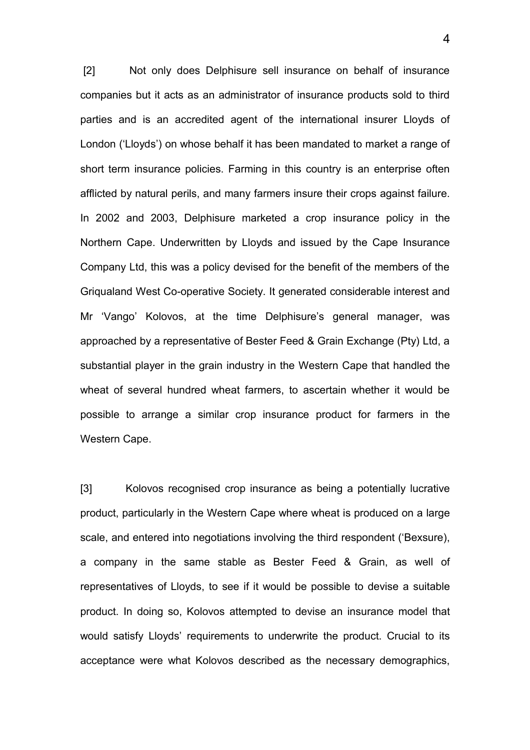[2] Not only does Delphisure sell insurance on behalf of insurance companies but it acts as an administrator of insurance products sold to third parties and is an accredited agent of the international insurer Lloyds of London ('Lloyds') on whose behalf it has been mandated to market a range of short term insurance policies. Farming in this country is an enterprise often afflicted by natural perils, and many farmers insure their crops against failure. In 2002 and 2003, Delphisure marketed a crop insurance policy in the Northern Cape. Underwritten by Lloyds and issued by the Cape Insurance Company Ltd, this was a policy devised for the benefit of the members of the Griqualand West Co-operative Society. It generated considerable interest and Mr 'Vango' Kolovos, at the time Delphisure's general manager, was approached by a representative of Bester Feed & Grain Exchange (Pty) Ltd, a substantial player in the grain industry in the Western Cape that handled the wheat of several hundred wheat farmers, to ascertain whether it would be possible to arrange a similar crop insurance product for farmers in the Western Cape.

[3] Kolovos recognised crop insurance as being a potentially lucrative product, particularly in the Western Cape where wheat is produced on a large scale, and entered into negotiations involving the third respondent ('Bexsure), a company in the same stable as Bester Feed & Grain, as well of representatives of Lloyds, to see if it would be possible to devise a suitable product. In doing so, Kolovos attempted to devise an insurance model that would satisfy Lloyds' requirements to underwrite the product. Crucial to its acceptance were what Kolovos described as the necessary demographics,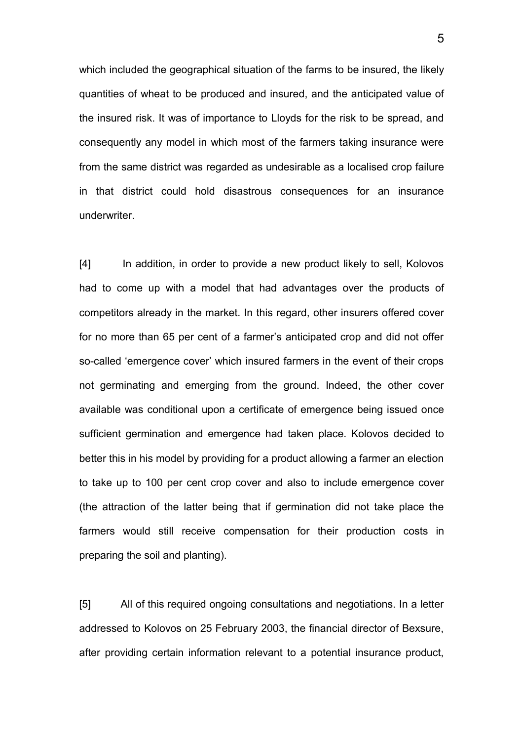which included the geographical situation of the farms to be insured, the likely quantities of wheat to be produced and insured, and the anticipated value of the insured risk. It was of importance to Lloyds for the risk to be spread, and consequently any model in which most of the farmers taking insurance were from the same district was regarded as undesirable as a localised crop failure in that district could hold disastrous consequences for an insurance underwriter.

[4] In addition, in order to provide a new product likely to sell, Kolovos had to come up with a model that had advantages over the products of competitors already in the market. In this regard, other insurers offered cover for no more than 65 per cent of a farmer's anticipated crop and did not offer so-called 'emergence cover' which insured farmers in the event of their crops not germinating and emerging from the ground. Indeed, the other cover available was conditional upon a certificate of emergence being issued once sufficient germination and emergence had taken place. Kolovos decided to better this in his model by providing for a product allowing a farmer an election to take up to 100 per cent crop cover and also to include emergence cover (the attraction of the latter being that if germination did not take place the farmers would still receive compensation for their production costs in preparing the soil and planting).

[5] All of this required ongoing consultations and negotiations. In a letter addressed to Kolovos on 25 February 2003, the financial director of Bexsure, after providing certain information relevant to a potential insurance product,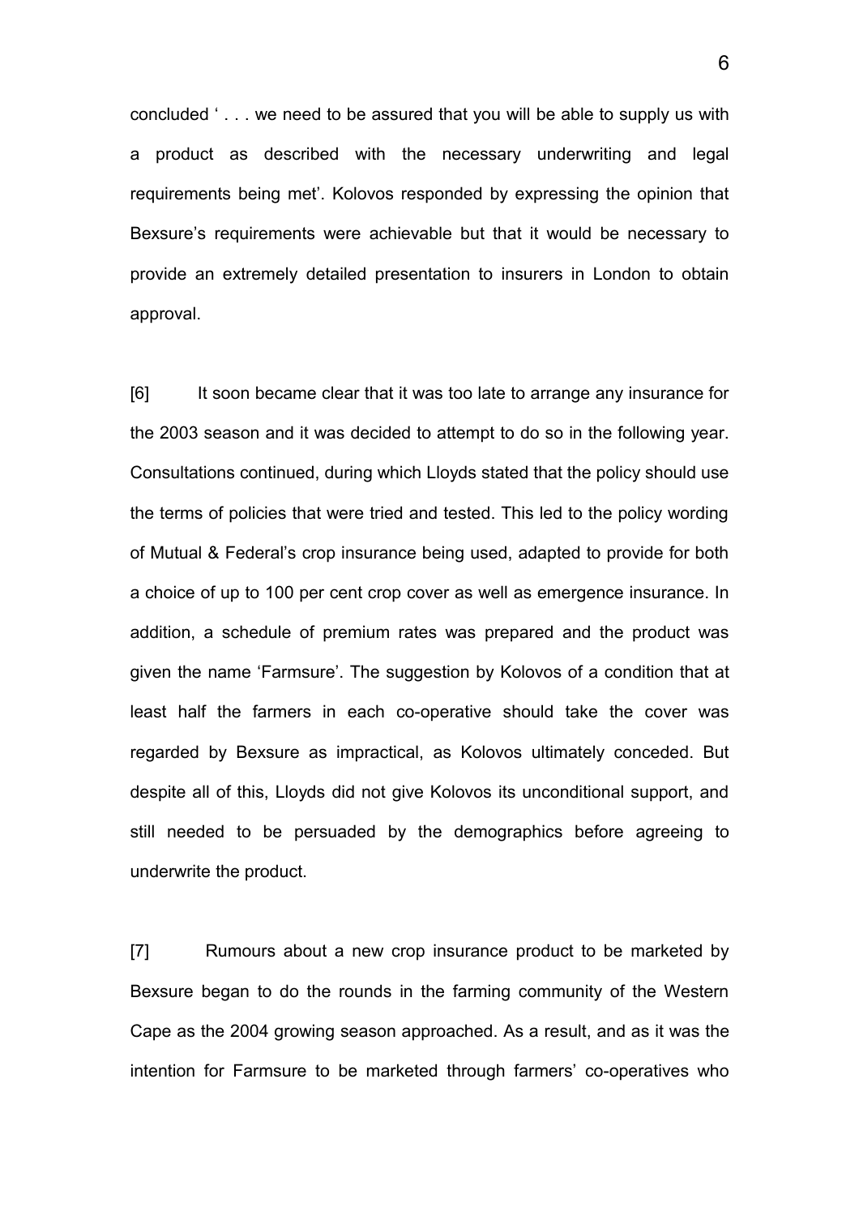concluded ' . . . we need to be assured that you will be able to supply us with a product as described with the necessary underwriting and legal requirements being met'. Kolovos responded by expressing the opinion that Bexsure's requirements were achievable but that it would be necessary to provide an extremely detailed presentation to insurers in London to obtain approval.

[6] It soon became clear that it was too late to arrange any insurance for the 2003 season and it was decided to attempt to do so in the following year. Consultations continued, during which Lloyds stated that the policy should use the terms of policies that were tried and tested. This led to the policy wording of Mutual & Federal's crop insurance being used, adapted to provide for both a choice of up to 100 per cent crop cover as well as emergence insurance. In addition, a schedule of premium rates was prepared and the product was given the name 'Farmsure'. The suggestion by Kolovos of a condition that at least half the farmers in each co-operative should take the cover was regarded by Bexsure as impractical, as Kolovos ultimately conceded. But despite all of this, Lloyds did not give Kolovos its unconditional support, and still needed to be persuaded by the demographics before agreeing to underwrite the product.

[7] Rumours about a new crop insurance product to be marketed by Bexsure began to do the rounds in the farming community of the Western Cape as the 2004 growing season approached. As a result, and as it was the intention for Farmsure to be marketed through farmers' co-operatives who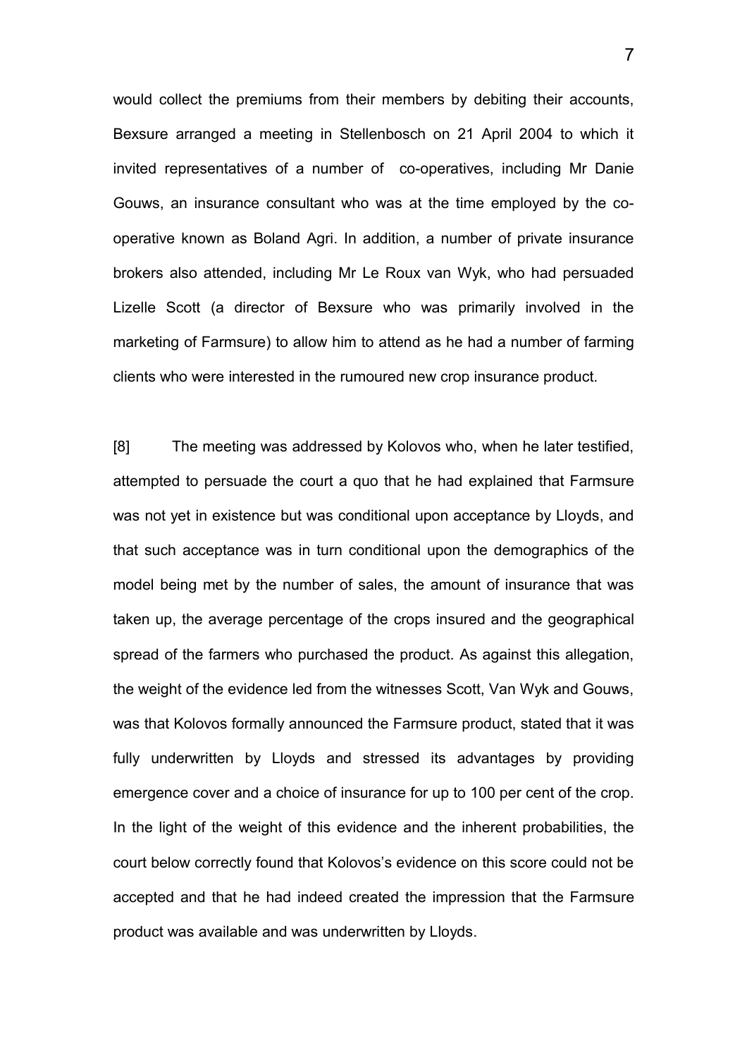would collect the premiums from their members by debiting their accounts, Bexsure arranged a meeting in Stellenbosch on 21 April 2004 to which it invited representatives of a number of co-operatives, including Mr Danie Gouws, an insurance consultant who was at the time employed by the co-operative known as Boland Agri. In addition, a number of private insurance brokers also attended, including Mr Le Roux van Wyk, who had persuaded Lizelle Scott (a director of Bexsure who was primarily involved in the marketing of Farmsure) to allow him to attend as he had a number of farming clients who were interested in the rumoured new crop insurance product.

[8] The meeting was addressed by Kolovos who, when he later testified, attempted to persuade the court a quo that he had explained that Farmsure was not yet in existence but was conditional upon acceptance by Lloyds, and that such acceptance was in turn conditional upon the demographics of the model being met by the number of sales, the amount of insurance that was taken up, the average percentage of the crops insured and the geographical spread of the farmers who purchased the product. As against this allegation, the weight of the evidence led from the witnesses Scott, Van Wyk and Gouws, was that Kolovos formally announced the Farmsure product, stated that it was fully underwritten by Lloyds and stressed its advantages by providing emergence cover and a choice of insurance for up to 100 per cent of the crop. In the light of the weight of this evidence and the inherent probabilities, the court below correctly found that Kolovos's evidence on this score could not be accepted and that he had indeed created the impression that the Farmsure product was available and was underwritten by Lloyds.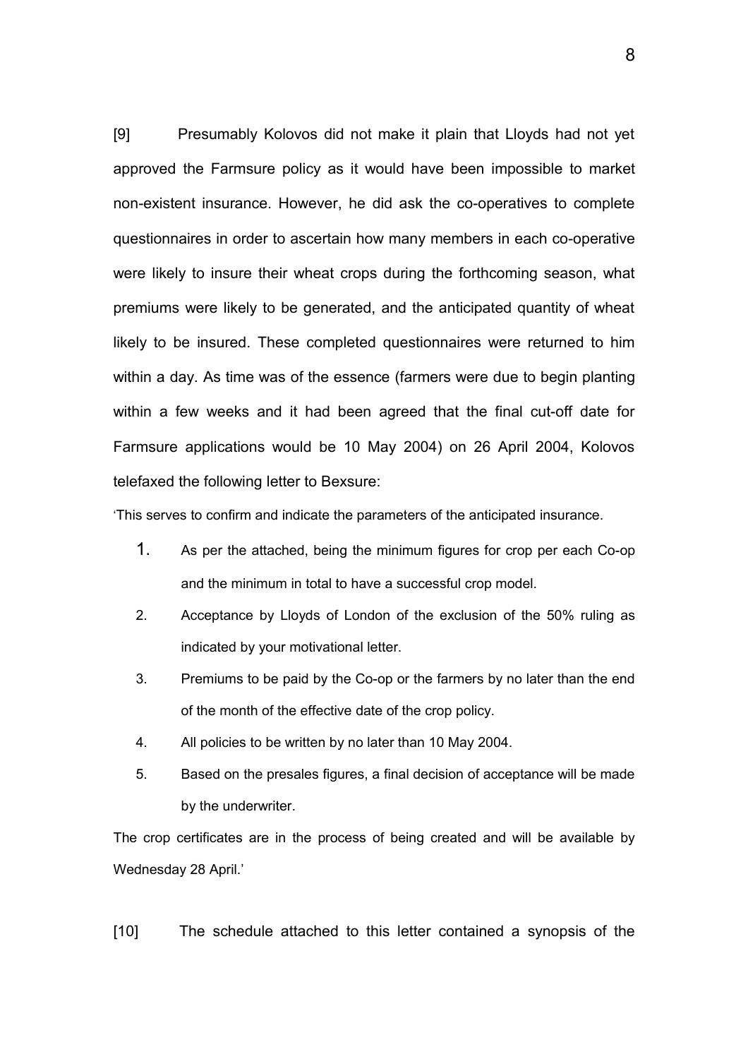[9] Presumably Kolovos did not make it plain that Lloyds had not yet approved the Farmsure policy as it would have been impossible to market non-existent insurance. However, he did ask the co-operatives to complete questionnaires in order to ascertain how many members in each co-operative were likely to insure their wheat crops during the forthcoming season, what premiums were likely to be generated, and the anticipated quantity of wheat likely to be insured. These completed questionnaires were returned to him within a day. As time was of the essence (farmers were due to begin planting within a few weeks and it had been agreed that the final cut-off date for Farmsure applications would be 10 May 2004) on 26 April 2004, Kolovos telefaxed the following letter to Bexsure:

'This serves to confirm and indicate the parameters of the anticipated insurance.

1. As per the attached, being the minimum figures for crop per each Co-op and the minimum in total to have a successful crop model.
2. Acceptance by Lloyds of London of the exclusion of the 50% ruling as indicated by your motivational letter.
3. Premiums to be paid by the Co-op or the farmers by no later than the end of the month of the effective date of the crop policy.
4. All policies to be written by no later than 10 May 2004.
5. Based on the presales figures, a final decision of acceptance will be made by the underwriter.

The crop certificates are in the process of being created and will be available by Wednesday 28 April.'

[10] The schedule attached to this letter contained a synopsis of the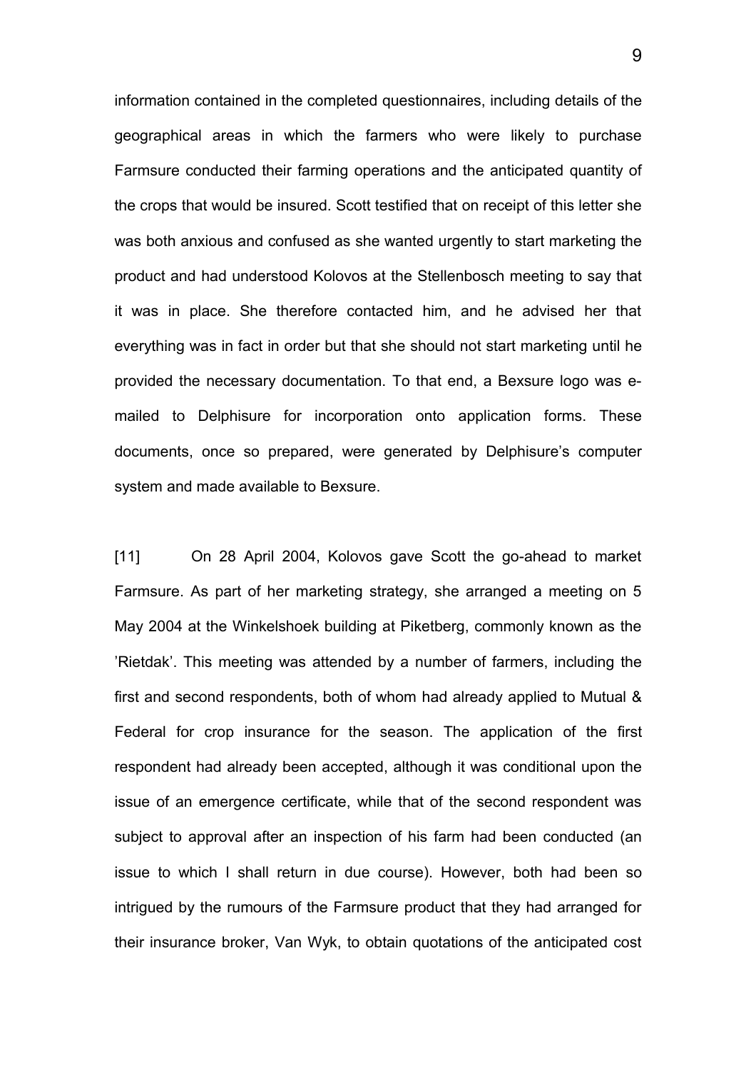information contained in the completed questionnaires, including details of the geographical areas in which the farmers who were likely to purchase Farmsure conducted their farming operations and the anticipated quantity of the crops that would be insured. Scott testified that on receipt of this letter she was both anxious and confused as she wanted urgently to start marketing the product and had understood Kolovos at the Stellenbosch meeting to say that it was in place. She therefore contacted him, and he advised her that everything was in fact in order but that she should not start marketing until he provided the necessary documentation. To that end, a Bexsure logo was e-mailed to Delphisure for incorporation onto application forms. These documents, once so prepared, were generated by Delphisure's computer system and made available to Bexsure.

[11] On 28 April 2004, Kolovos gave Scott the go-ahead to market Farmsure. As part of her marketing strategy, she arranged a meeting on 5 May 2004 at the Winkelshoek building at Piketberg, commonly known as the 'Rietdak'. This meeting was attended by a number of farmers, including the first and second respondents, both of whom had already applied to Mutual & Federal for crop insurance for the season. The application of the first respondent had already been accepted, although it was conditional upon the issue of an emergence certificate, while that of the second respondent was subject to approval after an inspection of his farm had been conducted (an issue to which I shall return in due course). However, both had been so intrigued by the rumours of the Farmsure product that they had arranged for their insurance broker, Van Wyk, to obtain quotations of the anticipated cost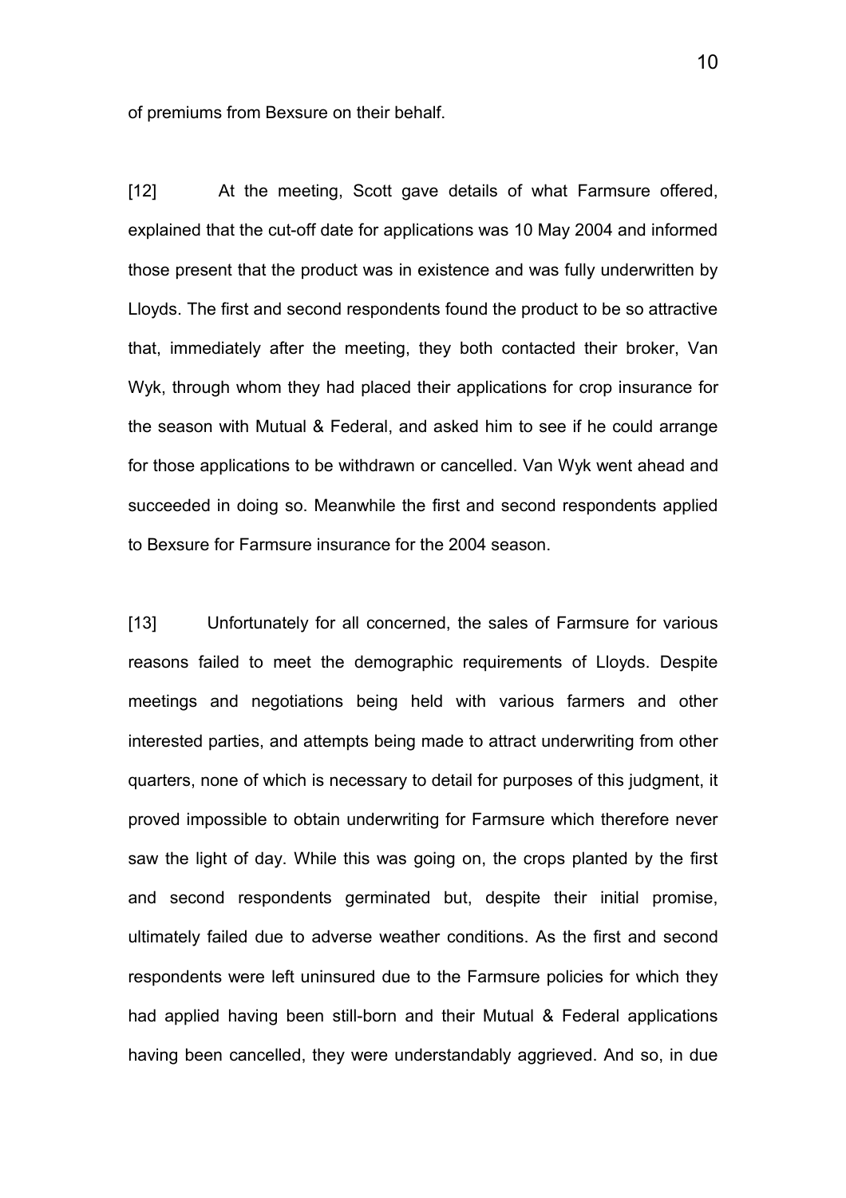of premiums from Bexsure on their behalf.

[12] At the meeting, Scott gave details of what Farmsure offered, explained that the cut-off date for applications was 10 May 2004 and informed those present that the product was in existence and was fully underwritten by Lloyds. The first and second respondents found the product to be so attractive that, immediately after the meeting, they both contacted their broker, Van Wyk, through whom they had placed their applications for crop insurance for the season with Mutual & Federal, and asked him to see if he could arrange for those applications to be withdrawn or cancelled. Van Wyk went ahead and succeeded in doing so. Meanwhile the first and second respondents applied to Bexsure for Farmsure insurance for the 2004 season.

[13] Unfortunately for all concerned, the sales of Farmsure for various reasons failed to meet the demographic requirements of Lloyds. Despite meetings and negotiations being held with various farmers and other interested parties, and attempts being made to attract underwriting from other quarters, none of which is necessary to detail for purposes of this judgment, it proved impossible to obtain underwriting for Farmsure which therefore never saw the light of day. While this was going on, the crops planted by the first and second respondents germinated but, despite their initial promise, ultimately failed due to adverse weather conditions. As the first and second respondents were left uninsured due to the Farmsure policies for which they had applied having been still-born and their Mutual & Federal applications having been cancelled, they were understandably aggrieved. And so, in due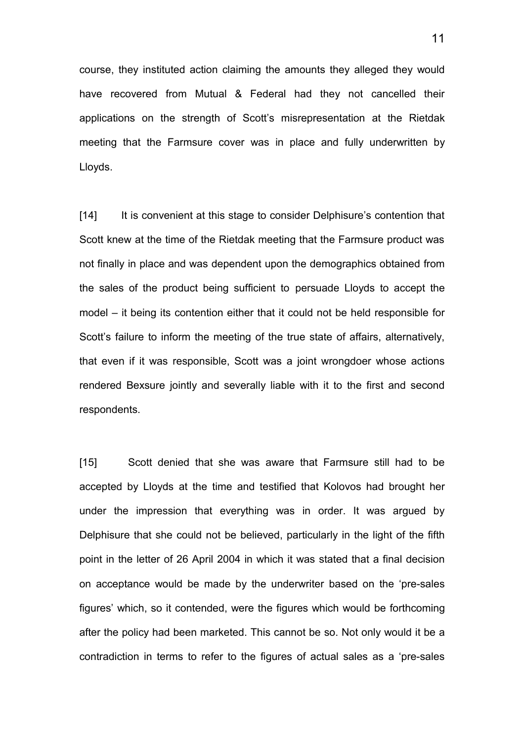course, they instituted action claiming the amounts they alleged they would have recovered from Mutual & Federal had they not cancelled their applications on the strength of Scott's misrepresentation at the Rietdak meeting that the Farmsure cover was in place and fully underwritten by Lloyds.

[14] It is convenient at this stage to consider Delphisure's contention that Scott knew at the time of the Rietdak meeting that the Farmsure product was not finally in place and was dependent upon the demographics obtained from the sales of the product being sufficient to persuade Lloyds to accept the model – it being its contention either that it could not be held responsible for Scott's failure to inform the meeting of the true state of affairs, alternatively, that even if it was responsible, Scott was a joint wrongdoer whose actions rendered Bexsure jointly and severally liable with it to the first and second respondents.

[15] Scott denied that she was aware that Farmsure still had to be accepted by Lloyds at the time and testified that Kolovos had brought her under the impression that everything was in order. It was argued by Delphisure that she could not be believed, particularly in the light of the fifth point in the letter of 26 April 2004 in which it was stated that a final decision on acceptance would be made by the underwriter based on the 'pre-sales figures' which, so it contended, were the figures which would be forthcoming after the policy had been marketed. This cannot be so. Not only would it be a contradiction in terms to refer to the figures of actual sales as a 'pre-sales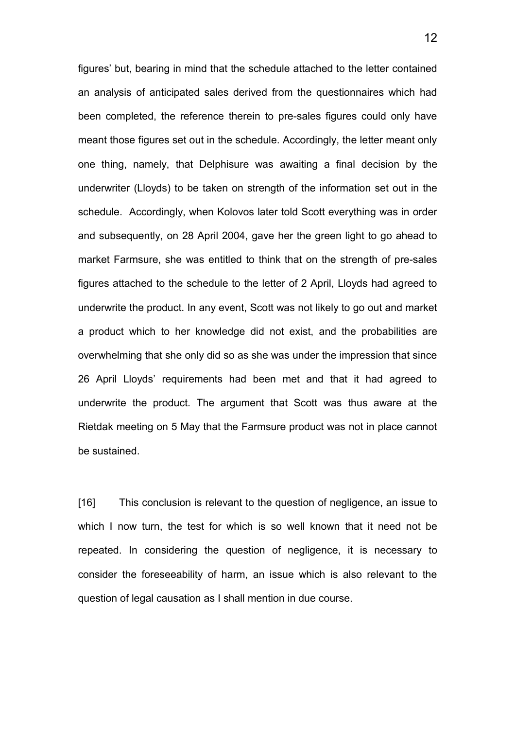figures' but, bearing in mind that the schedule attached to the letter contained an analysis of anticipated sales derived from the questionnaires which had been completed, the reference therein to pre-sales figures could only have meant those figures set out in the schedule. Accordingly, the letter meant only one thing, namely, that Delphisure was awaiting a final decision by the underwriter (Lloyds) to be taken on strength of the information set out in the schedule. Accordingly, when Kolovos later told Scott everything was in order and subsequently, on 28 April 2004, gave her the green light to go ahead to market Farmsure, she was entitled to think that on the strength of pre-sales figures attached to the schedule to the letter of 2 April, Lloyds had agreed to underwrite the product. In any event, Scott was not likely to go out and market a product which to her knowledge did not exist, and the probabilities are overwhelming that she only did so as she was under the impression that since 26 April Lloyds' requirements had been met and that it had agreed to underwrite the product. The argument that Scott was thus aware at the Rietdak meeting on 5 May that the Farmsure product was not in place cannot be sustained.

[16] This conclusion is relevant to the question of negligence, an issue to which I now turn, the test for which is so well known that it need not be repeated. In considering the question of negligence, it is necessary to consider the foreseeability of harm, an issue which is also relevant to the question of legal causation as I shall mention in due course.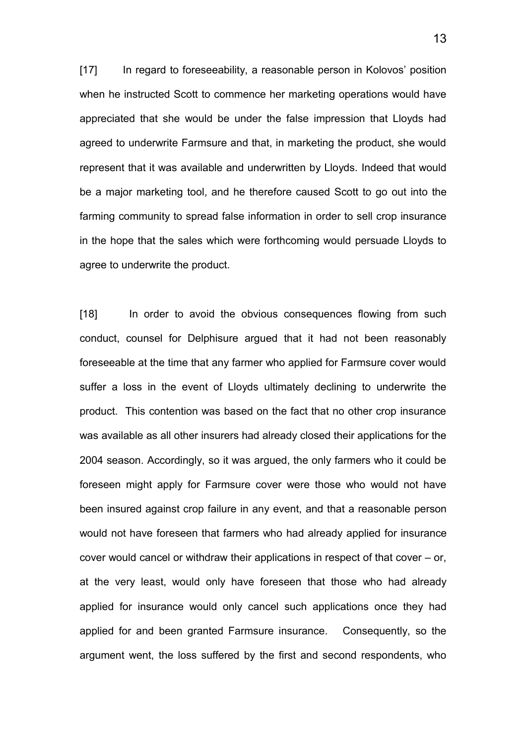[17] In regard to foreseeability, a reasonable person in Kolovos' position when he instructed Scott to commence her marketing operations would have appreciated that she would be under the false impression that Lloyds had agreed to underwrite Farmsure and that, in marketing the product, she would represent that it was available and underwritten by Lloyds. Indeed that would be a major marketing tool, and he therefore caused Scott to go out into the farming community to spread false information in order to sell crop insurance in the hope that the sales which were forthcoming would persuade Lloyds to agree to underwrite the product.

[18] In order to avoid the obvious consequences flowing from such conduct, counsel for Delphisure argued that it had not been reasonably foreseeable at the time that any farmer who applied for Farmsure cover would suffer a loss in the event of Lloyds ultimately declining to underwrite the product. This contention was based on the fact that no other crop insurance was available as all other insurers had already closed their applications for the 2004 season. Accordingly, so it was argued, the only farmers who it could be foreseen might apply for Farmsure cover were those who would not have been insured against crop failure in any event, and that a reasonable person would not have foreseen that farmers who had already applied for insurance cover would cancel or withdraw their applications in respect of that cover – or, at the very least, would only have foreseen that those who had already applied for insurance would only cancel such applications once they had applied for and been granted Farmsure insurance. Consequently, so the argument went, the loss suffered by the first and second respondents, who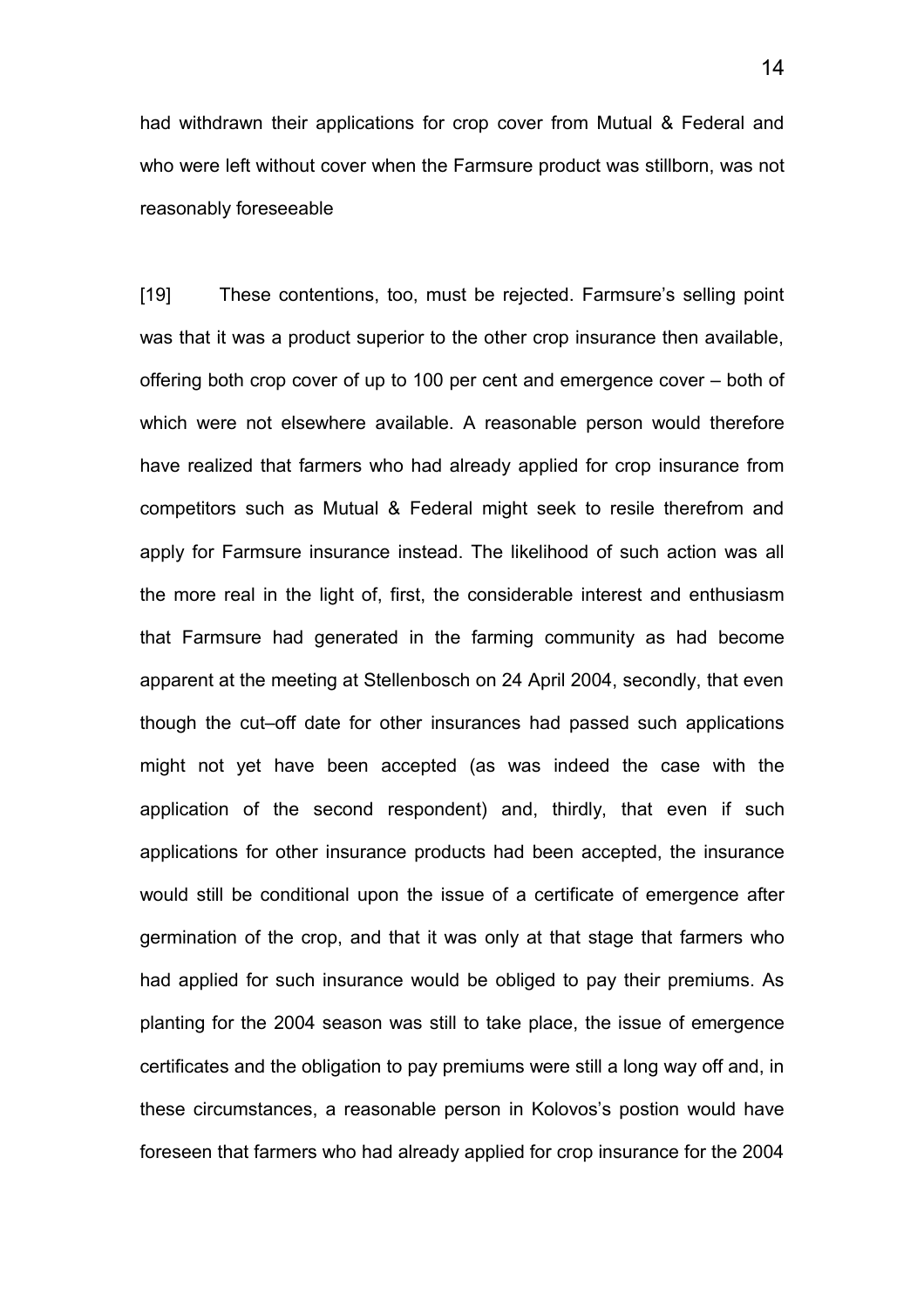had withdrawn their applications for crop cover from Mutual & Federal and who were left without cover when the Farmsure product was stillborn, was not reasonably foreseeable

[19] These contentions, too, must be rejected. Farmsure's selling point was that it was a product superior to the other crop insurance then available, offering both crop cover of up to 100 per cent and emergence cover – both of which were not elsewhere available. A reasonable person would therefore have realized that farmers who had already applied for crop insurance from competitors such as Mutual & Federal might seek to resile therefrom and apply for Farmsure insurance instead. The likelihood of such action was all the more real in the light of, first, the considerable interest and enthusiasm that Farmsure had generated in the farming community as had become apparent at the meeting at Stellenbosch on 24 April 2004, secondly, that even though the cut–off date for other insurances had passed such applications might not yet have been accepted (as was indeed the case with the application of the second respondent) and, thirdly, that even if such applications for other insurance products had been accepted, the insurance would still be conditional upon the issue of a certificate of emergence after germination of the crop, and that it was only at that stage that farmers who had applied for such insurance would be obliged to pay their premiums. As planting for the 2004 season was still to take place, the issue of emergence certificates and the obligation to pay premiums were still a long way off and, in these circumstances, a reasonable person in Kolovos's postion would have foreseen that farmers who had already applied for crop insurance for the 2004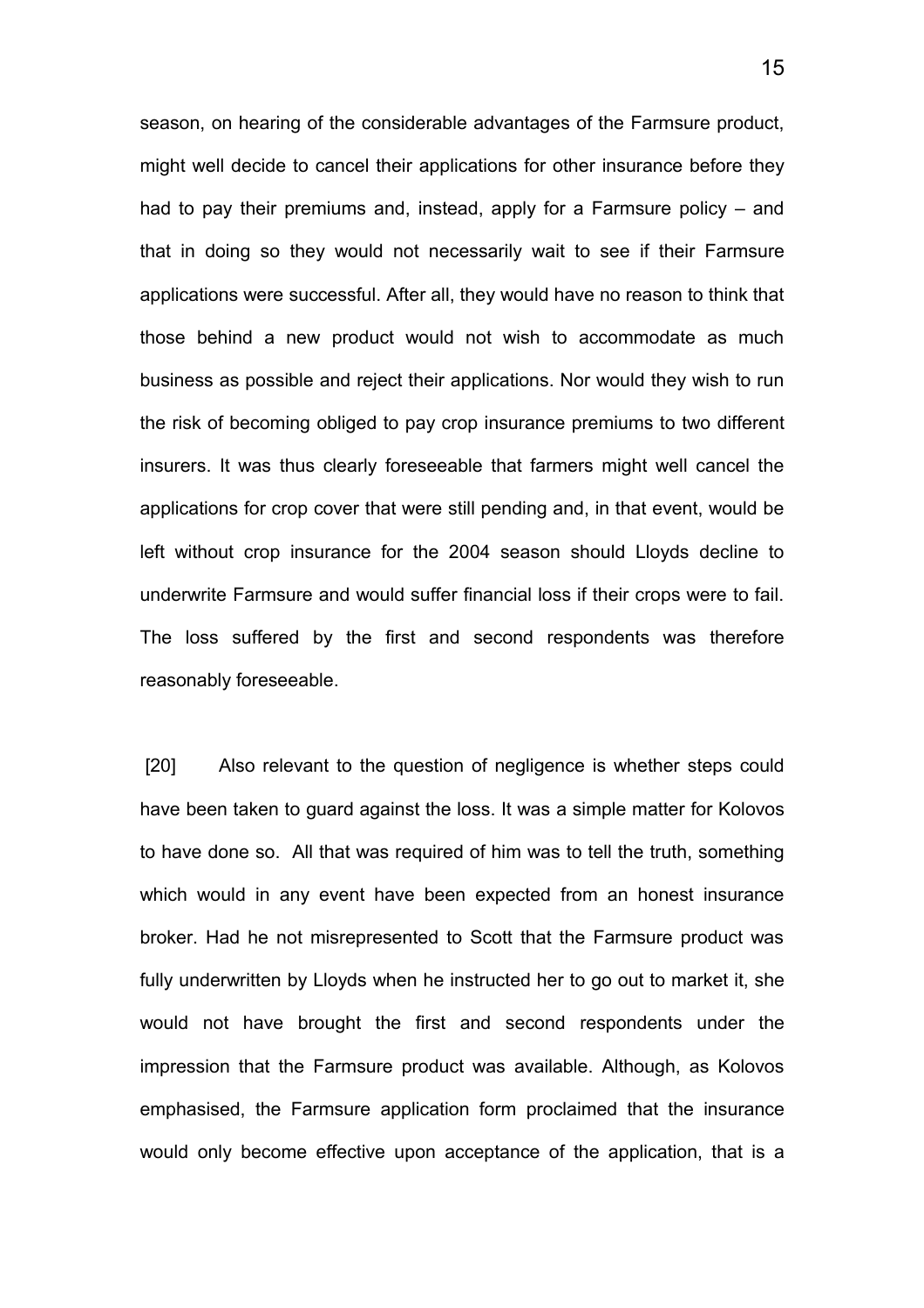season, on hearing of the considerable advantages of the Farmsure product, might well decide to cancel their applications for other insurance before they had to pay their premiums and, instead, apply for a Farmsure policy – and that in doing so they would not necessarily wait to see if their Farmsure applications were successful. After all, they would have no reason to think that those behind a new product would not wish to accommodate as much business as possible and reject their applications. Nor would they wish to run the risk of becoming obliged to pay crop insurance premiums to two different insurers. It was thus clearly foreseeable that farmers might well cancel the applications for crop cover that were still pending and, in that event, would be left without crop insurance for the 2004 season should Lloyds decline to underwrite Farmsure and would suffer financial loss if their crops were to fail. The loss suffered by the first and second respondents was therefore reasonably foreseeable.

[20] Also relevant to the question of negligence is whether steps could have been taken to guard against the loss. It was a simple matter for Kolovos to have done so. All that was required of him was to tell the truth, something which would in any event have been expected from an honest insurance broker. Had he not misrepresented to Scott that the Farmsure product was fully underwritten by Lloyds when he instructed her to go out to market it, she would not have brought the first and second respondents under the impression that the Farmsure product was available. Although, as Kolovos emphasised, the Farmsure application form proclaimed that the insurance would only become effective upon acceptance of the application, that is a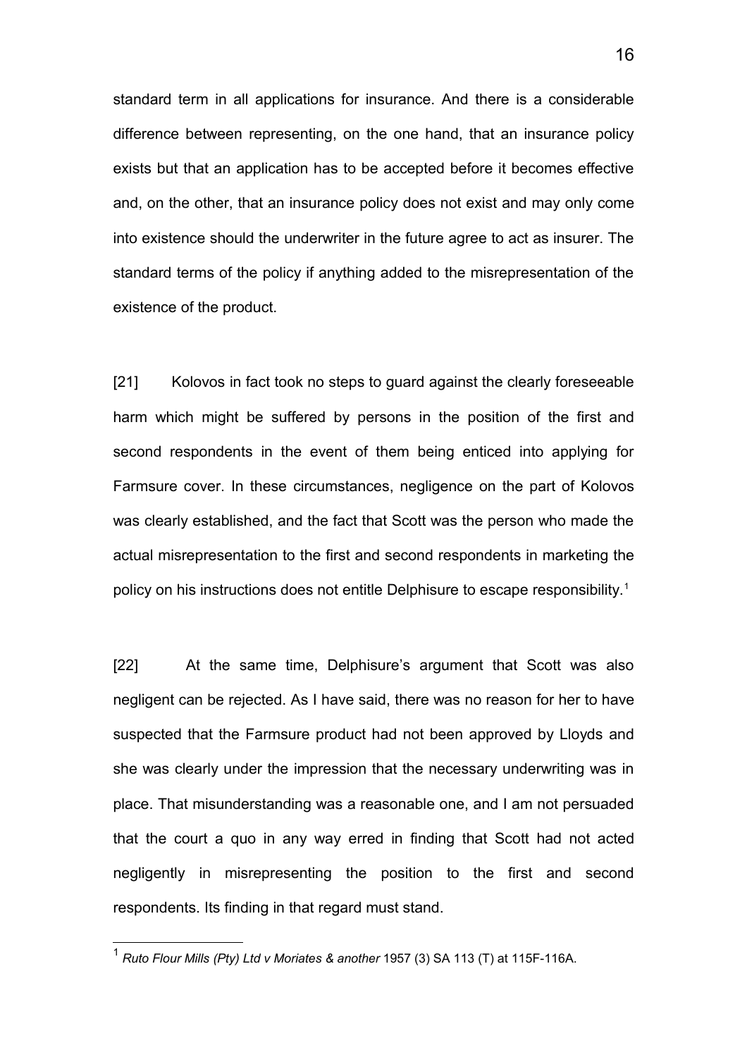standard term in all applications for insurance. And there is a considerable difference between representing, on the one hand, that an insurance policy exists but that an application has to be accepted before it becomes effective and, on the other, that an insurance policy does not exist and may only come into existence should the underwriter in the future agree to act as insurer. The standard terms of the policy if anything added to the misrepresentation of the existence of the product.

[21] Kolovos in fact took no steps to guard against the clearly foreseeable harm which might be suffered by persons in the position of the first and second respondents in the event of them being enticed into applying for Farmsure cover. In these circumstances, negligence on the part of Kolovos was clearly established, and the fact that Scott was the person who made the actual misrepresentation to the first and second respondents in marketing the policy on his instructions does not entitle Delphisure to escape responsibility.[1]

[22] At the same time, Delphisure's argument that Scott was also negligent can be rejected. As I have said, there was no reason for her to have suspected that the Farmsure product had not been approved by Lloyds and she was clearly under the impression that the necessary underwriting was in place. That misunderstanding was a reasonable one, and I am not persuaded that the court a quo in any way erred in finding that Scott had not acted negligently in misrepresenting the position to the first and second respondents. Its finding in that regard must stand.

---

[1] *Ruto Flour Mills (Pty) Ltd v Moriates & another* 1957 (3) SA 113 (T) at 115F-116A.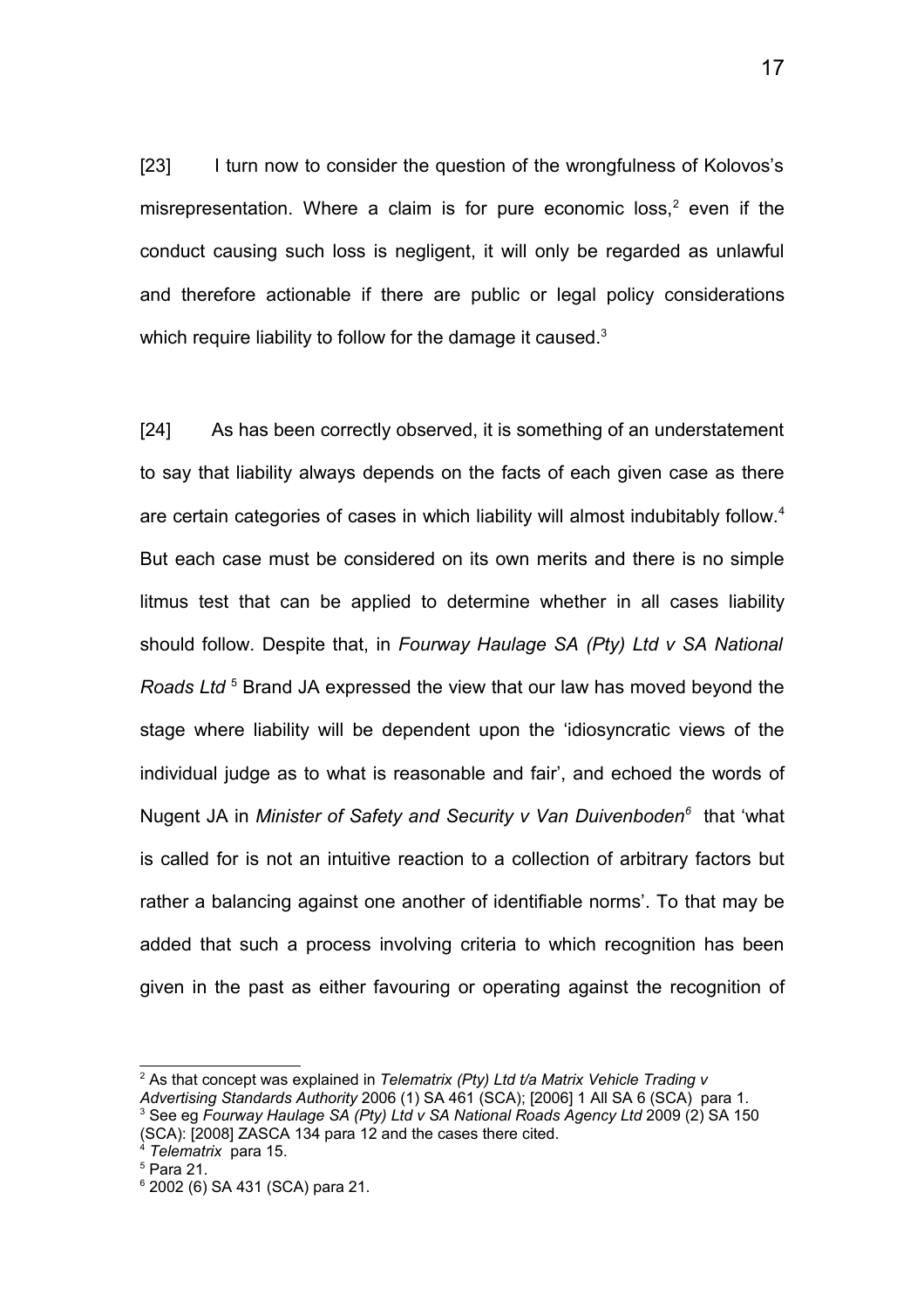[23] I turn now to consider the question of the wrongfulness of Kolovos's misrepresentation. Where a claim is for pure economic loss,[2] even if the conduct causing such loss is negligent, it will only be regarded as unlawful and therefore actionable if there are public or legal policy considerations which require liability to follow for the damage it caused.[3]

[24] As has been correctly observed, it is something of an understatement to say that liability always depends on the facts of each given case as there are certain categories of cases in which liability will almost indubitably follow.[4] But each case must be considered on its own merits and there is no simple litmus test that can be applied to determine whether in all cases liability should follow. Despite that, in *Fourway Haulage SA (Pty) Ltd v SA National Roads Ltd* [5] Brand JA expressed the view that our law has moved beyond the stage where liability will be dependent upon the 'idiosyncratic views of the individual judge as to what is reasonable and fair', and echoed the words of Nugent JA in *Minister of Safety and Security v Van Duivenboden*[6] that 'what is called for is not an intuitive reaction to a collection of arbitrary factors but rather a balancing against one another of identifiable norms'. To that may be added that such a process involving criteria to which recognition has been given in the past as either favouring or operating against the recognition of

---

[2] As that concept was explained in *Telematrix (Pty) Ltd t/a Matrix Vehicle Trading v Advertising Standards Authority* 2006 (1) SA 461 (SCA); [2006] 1 All SA 6 (SCA) para 1.

[3] See eg *Fourway Haulage SA (Pty) Ltd v SA National Roads Agency Ltd* 2009 (2) SA 150 (SCA): [2008] ZASCA 134 para 12 and the cases there cited.

[4] *Telematrix* para 15.

[5] Para 21.

[6] 2002 (6) SA 431 (SCA) para 21.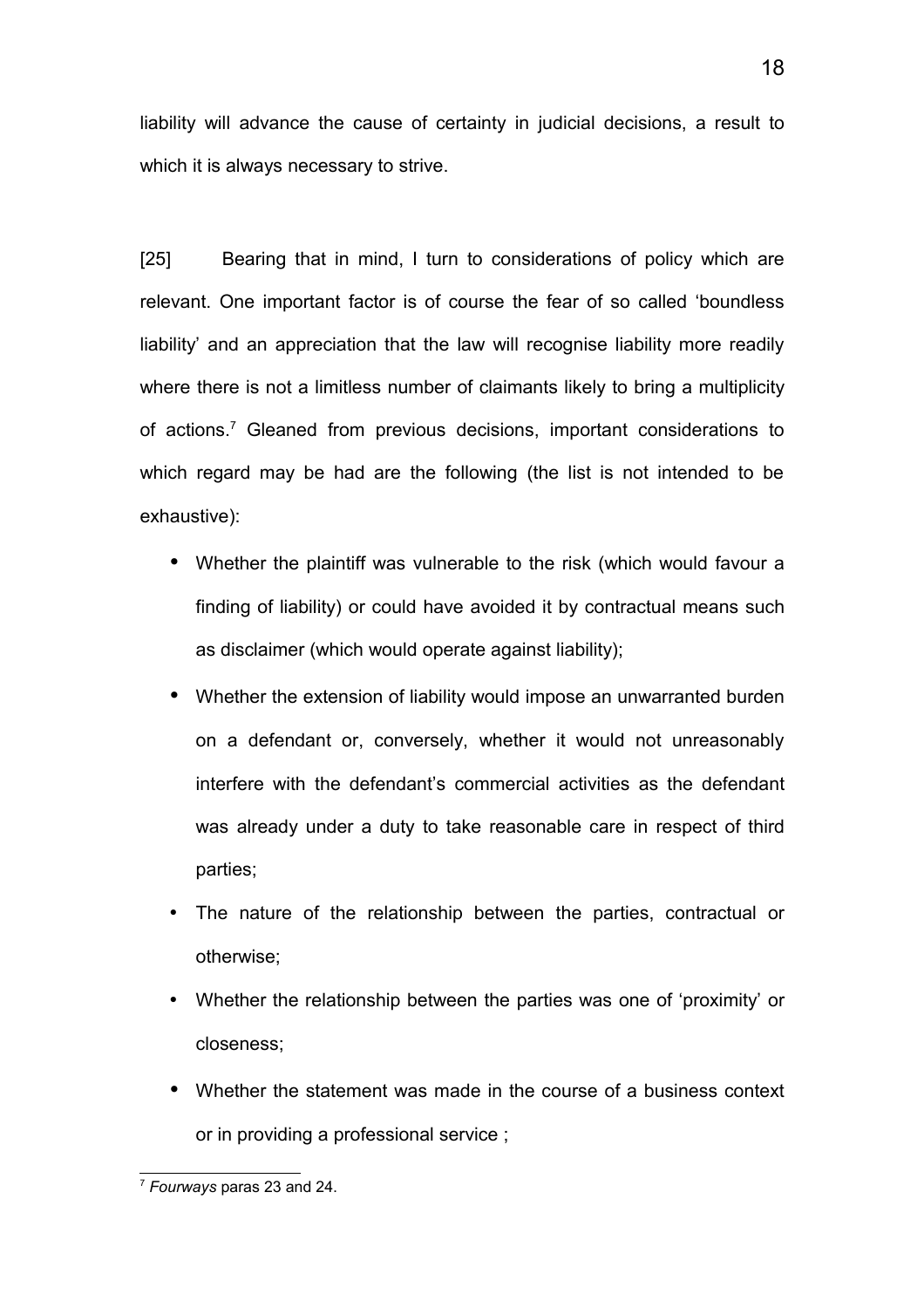liability will advance the cause of certainty in judicial decisions, a result to which it is always necessary to strive.

[25] Bearing that in mind, I turn to considerations of policy which are relevant. One important factor is of course the fear of so called 'boundless liability' and an appreciation that the law will recognise liability more readily where there is not a limitless number of claimants likely to bring a multiplicity of actions.[7] Gleaned from previous decisions, important considerations to which regard may be had are the following (the list is not intended to be exhaustive):

- Whether the plaintiff was vulnerable to the risk (which would favour a finding of liability) or could have avoided it by contractual means such as disclaimer (which would operate against liability);
- Whether the extension of liability would impose an unwarranted burden on a defendant or, conversely, whether it would not unreasonably interfere with the defendant's commercial activities as the defendant was already under a duty to take reasonable care in respect of third parties;
- The nature of the relationship between the parties, contractual or otherwise;
- Whether the relationship between the parties was one of 'proximity' or closeness;
- Whether the statement was made in the course of a business context or in providing a professional service ;

[7] *Fourways* paras 23 and 24.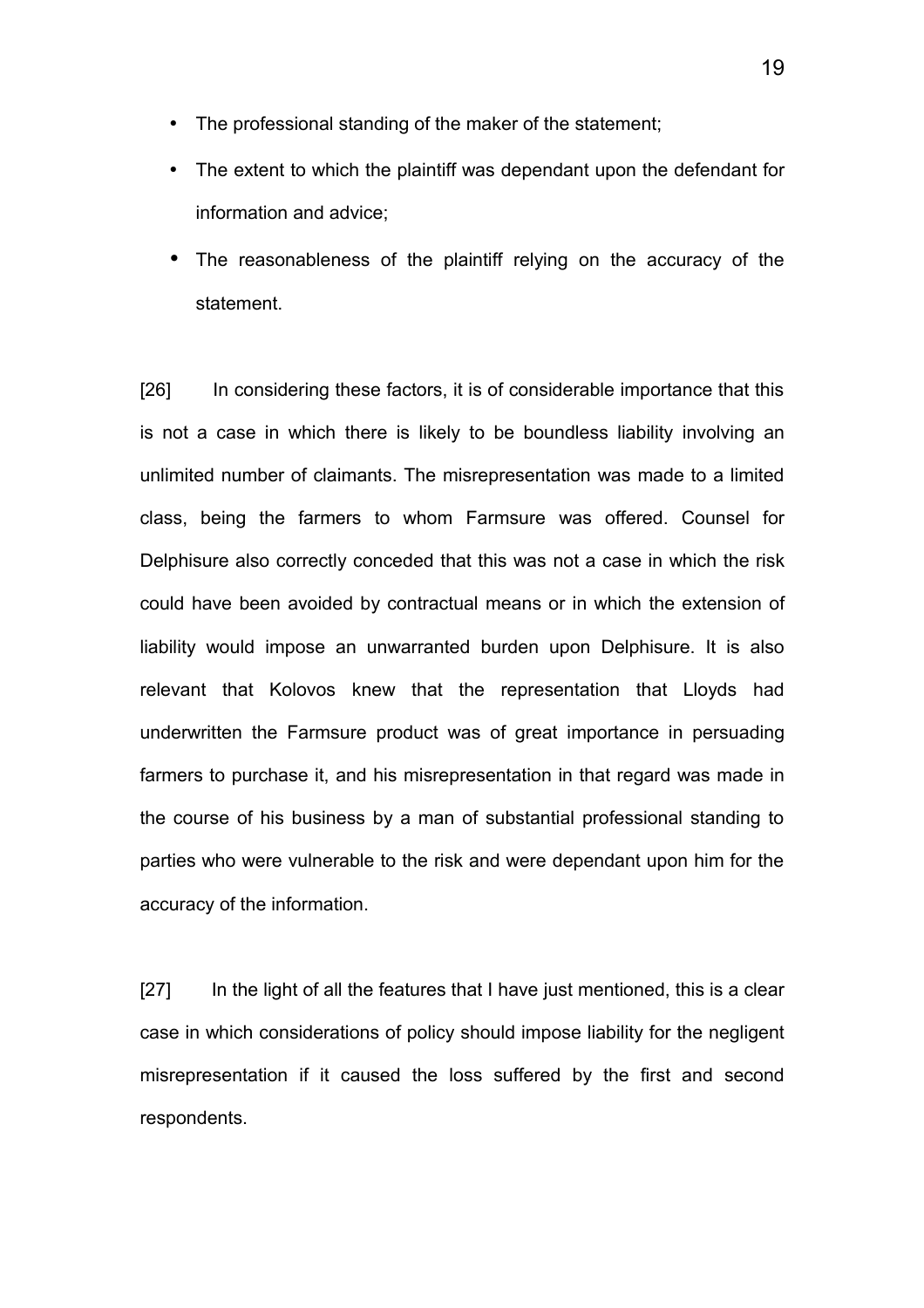- The professional standing of the maker of the statement;
- The extent to which the plaintiff was dependant upon the defendant for information and advice;
- The reasonableness of the plaintiff relying on the accuracy of the statement.

[26] In considering these factors, it is of considerable importance that this is not a case in which there is likely to be boundless liability involving an unlimited number of claimants. The misrepresentation was made to a limited class, being the farmers to whom Farmsure was offered. Counsel for Delphisure also correctly conceded that this was not a case in which the risk could have been avoided by contractual means or in which the extension of liability would impose an unwarranted burden upon Delphisure. It is also relevant that Kolovos knew that the representation that Lloyds had underwritten the Farmsure product was of great importance in persuading farmers to purchase it, and his misrepresentation in that regard was made in the course of his business by a man of substantial professional standing to parties who were vulnerable to the risk and were dependant upon him for the accuracy of the information.

[27] In the light of all the features that I have just mentioned, this is a clear case in which considerations of policy should impose liability for the negligent misrepresentation if it caused the loss suffered by the first and second respondents.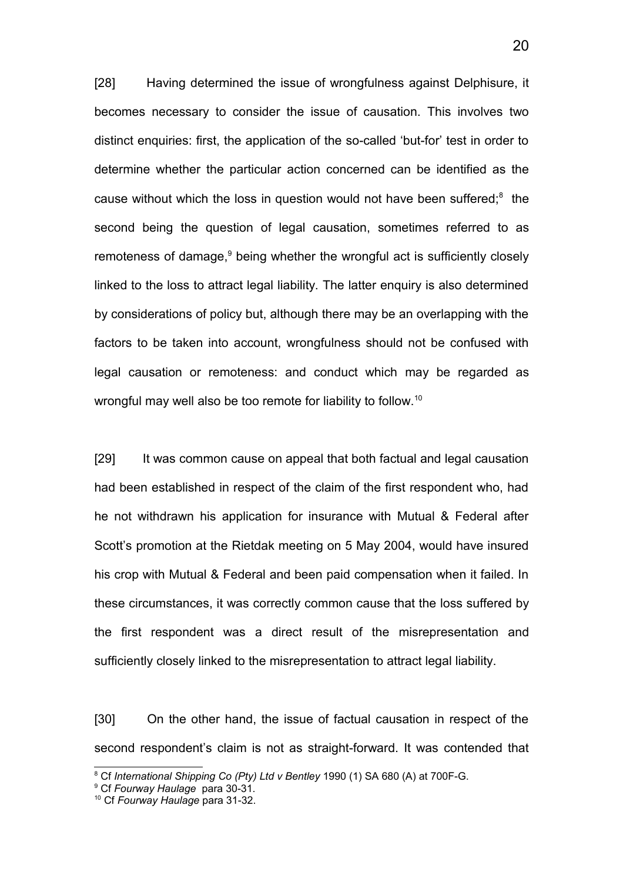[28] Having determined the issue of wrongfulness against Delphisure, it becomes necessary to consider the issue of causation. This involves two distinct enquiries: first, the application of the so-called 'but-for' test in order to determine whether the particular action concerned can be identified as the cause without which the loss in question would not have been suffered;[8] the second being the question of legal causation, sometimes referred to as remoteness of damage,[9] being whether the wrongful act is sufficiently closely linked to the loss to attract legal liability. The latter enquiry is also determined by considerations of policy but, although there may be an overlapping with the factors to be taken into account, wrongfulness should not be confused with legal causation or remoteness: and conduct which may be regarded as wrongful may well also be too remote for liability to follow.[10]

[29] It was common cause on appeal that both factual and legal causation had been established in respect of the claim of the first respondent who, had he not withdrawn his application for insurance with Mutual & Federal after Scott's promotion at the Rietdak meeting on 5 May 2004, would have insured his crop with Mutual & Federal and been paid compensation when it failed. In these circumstances, it was correctly common cause that the loss suffered by the first respondent was a direct result of the misrepresentation and sufficiently closely linked to the misrepresentation to attract legal liability.

[30] On the other hand, the issue of factual causation in respect of the second respondent's claim is not as straight-forward. It was contended that

---

[8] Cf *International Shipping Co (Pty) Ltd v Bentley* 1990 (1) SA 680 (A) at 700F-G.

[9] Cf *Fourway Haulage* para 30-31.

[10] Cf *Fourway Haulage* para 31-32.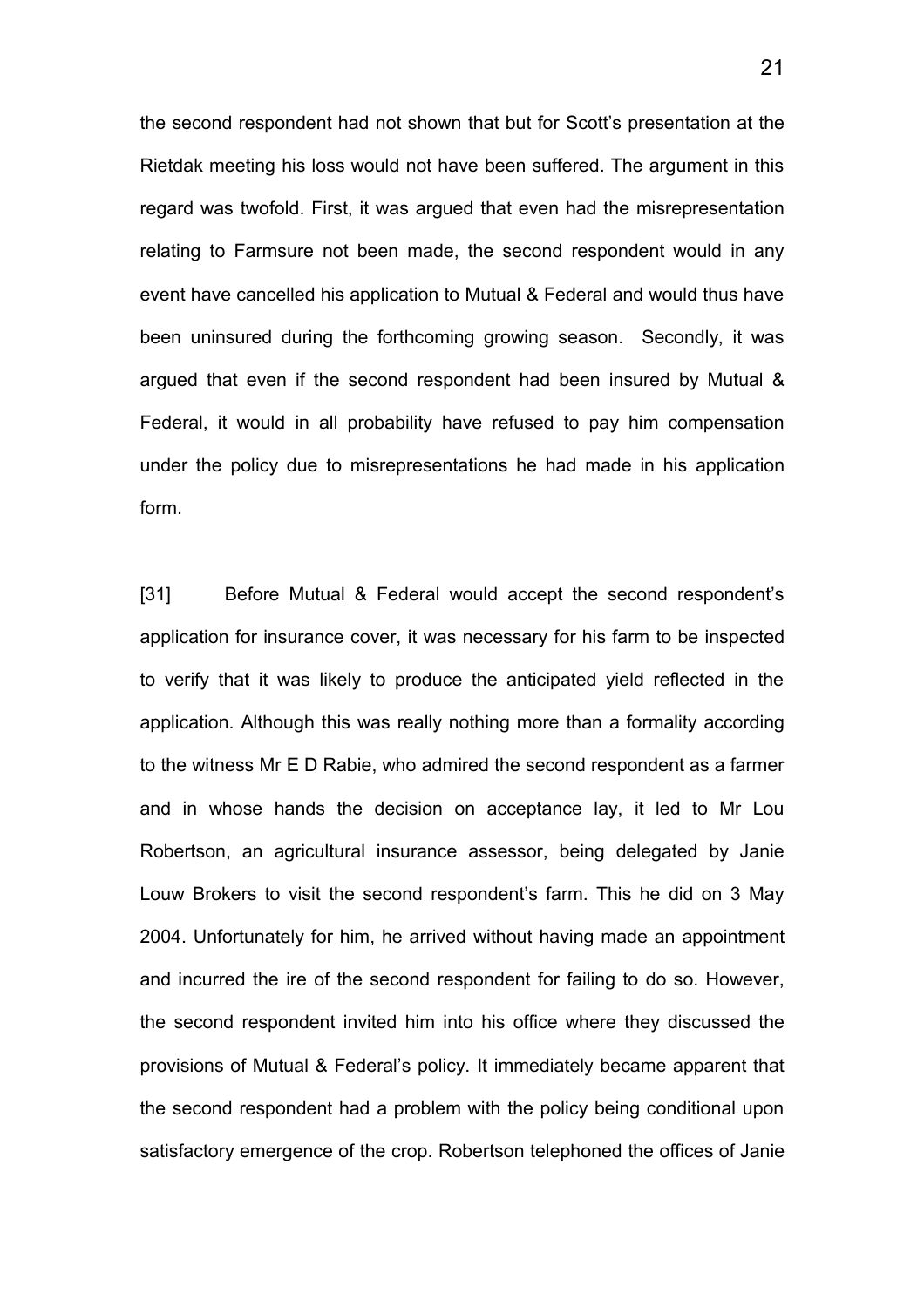the second respondent had not shown that but for Scott's presentation at the Rietdak meeting his loss would not have been suffered. The argument in this regard was twofold. First, it was argued that even had the misrepresentation relating to Farmsure not been made, the second respondent would in any event have cancelled his application to Mutual & Federal and would thus have been uninsured during the forthcoming growing season. Secondly, it was argued that even if the second respondent had been insured by Mutual & Federal, it would in all probability have refused to pay him compensation under the policy due to misrepresentations he had made in his application form.

[31] Before Mutual & Federal would accept the second respondent's application for insurance cover, it was necessary for his farm to be inspected to verify that it was likely to produce the anticipated yield reflected in the application. Although this was really nothing more than a formality according to the witness Mr E D Rabie, who admired the second respondent as a farmer and in whose hands the decision on acceptance lay, it led to Mr Lou Robertson, an agricultural insurance assessor, being delegated by Janie Louw Brokers to visit the second respondent's farm. This he did on 3 May 2004. Unfortunately for him, he arrived without having made an appointment and incurred the ire of the second respondent for failing to do so. However, the second respondent invited him into his office where they discussed the provisions of Mutual & Federal's policy. It immediately became apparent that the second respondent had a problem with the policy being conditional upon satisfactory emergence of the crop. Robertson telephoned the offices of Janie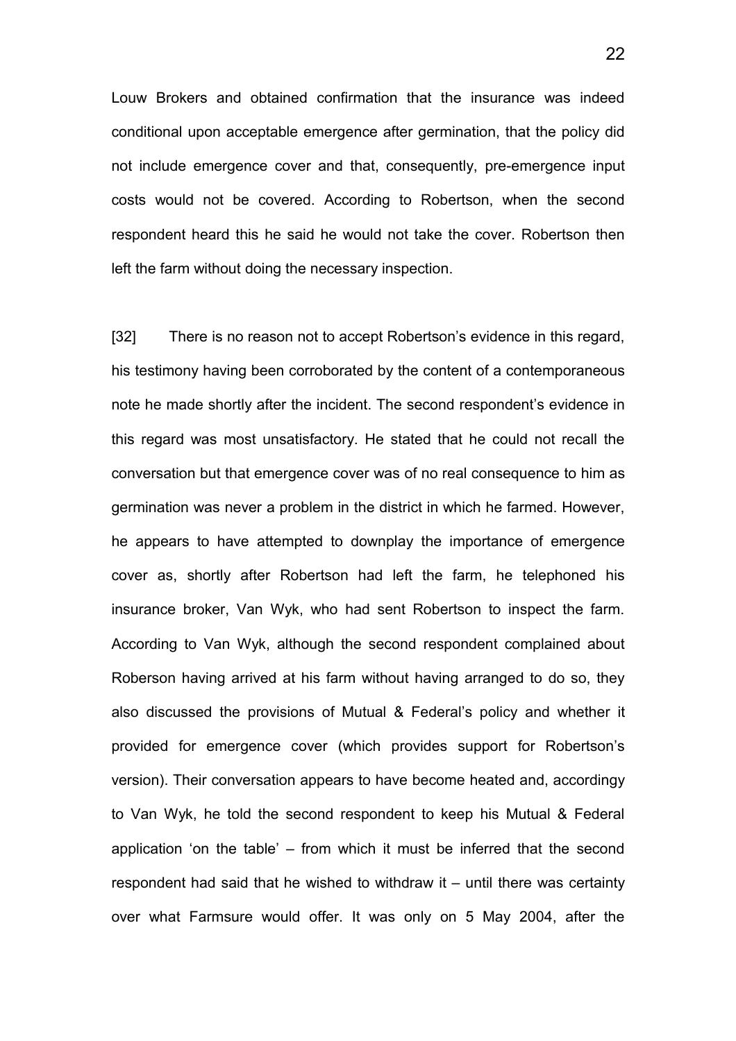Louw Brokers and obtained confirmation that the insurance was indeed conditional upon acceptable emergence after germination, that the policy did not include emergence cover and that, consequently, pre-emergence input costs would not be covered. According to Robertson, when the second respondent heard this he said he would not take the cover. Robertson then left the farm without doing the necessary inspection.

[32] There is no reason not to accept Robertson's evidence in this regard, his testimony having been corroborated by the content of a contemporaneous note he made shortly after the incident. The second respondent's evidence in this regard was most unsatisfactory. He stated that he could not recall the conversation but that emergence cover was of no real consequence to him as germination was never a problem in the district in which he farmed. However, he appears to have attempted to downplay the importance of emergence cover as, shortly after Robertson had left the farm, he telephoned his insurance broker, Van Wyk, who had sent Robertson to inspect the farm. According to Van Wyk, although the second respondent complained about Roberson having arrived at his farm without having arranged to do so, they also discussed the provisions of Mutual & Federal's policy and whether it provided for emergence cover (which provides support for Robertson's version). Their conversation appears to have become heated and, accordingy to Van Wyk, he told the second respondent to keep his Mutual & Federal application 'on the table' – from which it must be inferred that the second respondent had said that he wished to withdraw it – until there was certainty over what Farmsure would offer. It was only on 5 May 2004, after the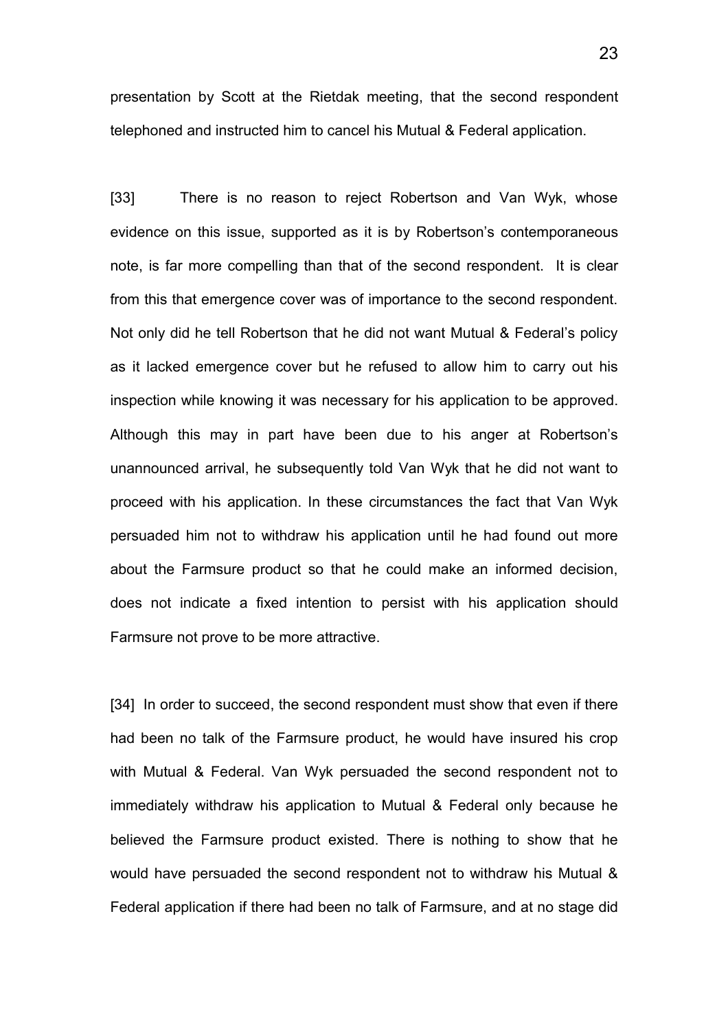presentation by Scott at the Rietdak meeting, that the second respondent telephoned and instructed him to cancel his Mutual & Federal application.

[33] There is no reason to reject Robertson and Van Wyk, whose evidence on this issue, supported as it is by Robertson's contemporaneous note, is far more compelling than that of the second respondent. It is clear from this that emergence cover was of importance to the second respondent. Not only did he tell Robertson that he did not want Mutual & Federal's policy as it lacked emergence cover but he refused to allow him to carry out his inspection while knowing it was necessary for his application to be approved. Although this may in part have been due to his anger at Robertson's unannounced arrival, he subsequently told Van Wyk that he did not want to proceed with his application. In these circumstances the fact that Van Wyk persuaded him not to withdraw his application until he had found out more about the Farmsure product so that he could make an informed decision, does not indicate a fixed intention to persist with his application should Farmsure not prove to be more attractive.

[34] In order to succeed, the second respondent must show that even if there had been no talk of the Farmsure product, he would have insured his crop with Mutual & Federal. Van Wyk persuaded the second respondent not to immediately withdraw his application to Mutual & Federal only because he believed the Farmsure product existed. There is nothing to show that he would have persuaded the second respondent not to withdraw his Mutual & Federal application if there had been no talk of Farmsure, and at no stage did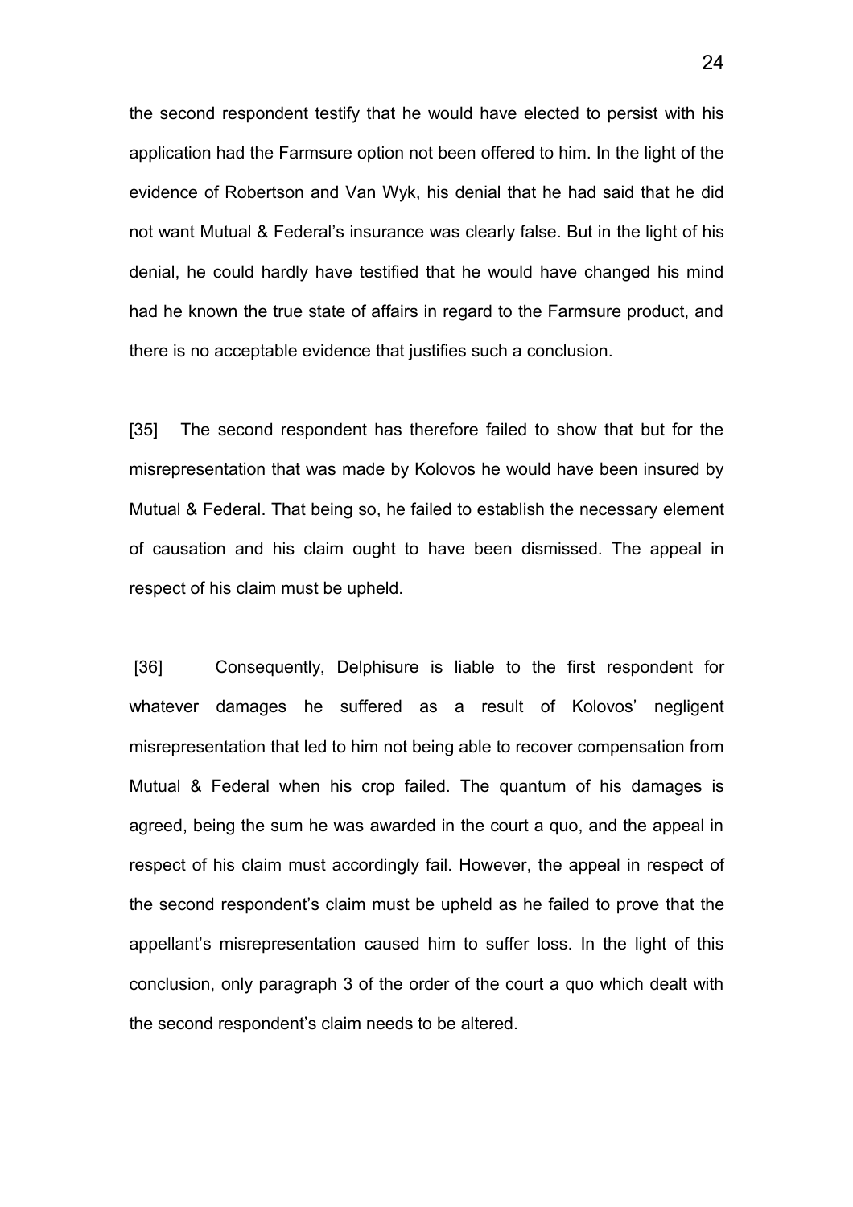the second respondent testify that he would have elected to persist with his application had the Farmsure option not been offered to him. In the light of the evidence of Robertson and Van Wyk, his denial that he had said that he did not want Mutual & Federal's insurance was clearly false. But in the light of his denial, he could hardly have testified that he would have changed his mind had he known the true state of affairs in regard to the Farmsure product, and there is no acceptable evidence that justifies such a conclusion.

[35] The second respondent has therefore failed to show that but for the misrepresentation that was made by Kolovos he would have been insured by Mutual & Federal. That being so, he failed to establish the necessary element of causation and his claim ought to have been dismissed. The appeal in respect of his claim must be upheld.

[36] Consequently, Delphisure is liable to the first respondent for whatever damages he suffered as a result of Kolovos' negligent misrepresentation that led to him not being able to recover compensation from Mutual & Federal when his crop failed. The quantum of his damages is agreed, being the sum he was awarded in the court a quo, and the appeal in respect of his claim must accordingly fail. However, the appeal in respect of the second respondent's claim must be upheld as he failed to prove that the appellant's misrepresentation caused him to suffer loss. In the light of this conclusion, only paragraph 3 of the order of the court a quo which dealt with the second respondent's claim needs to be altered.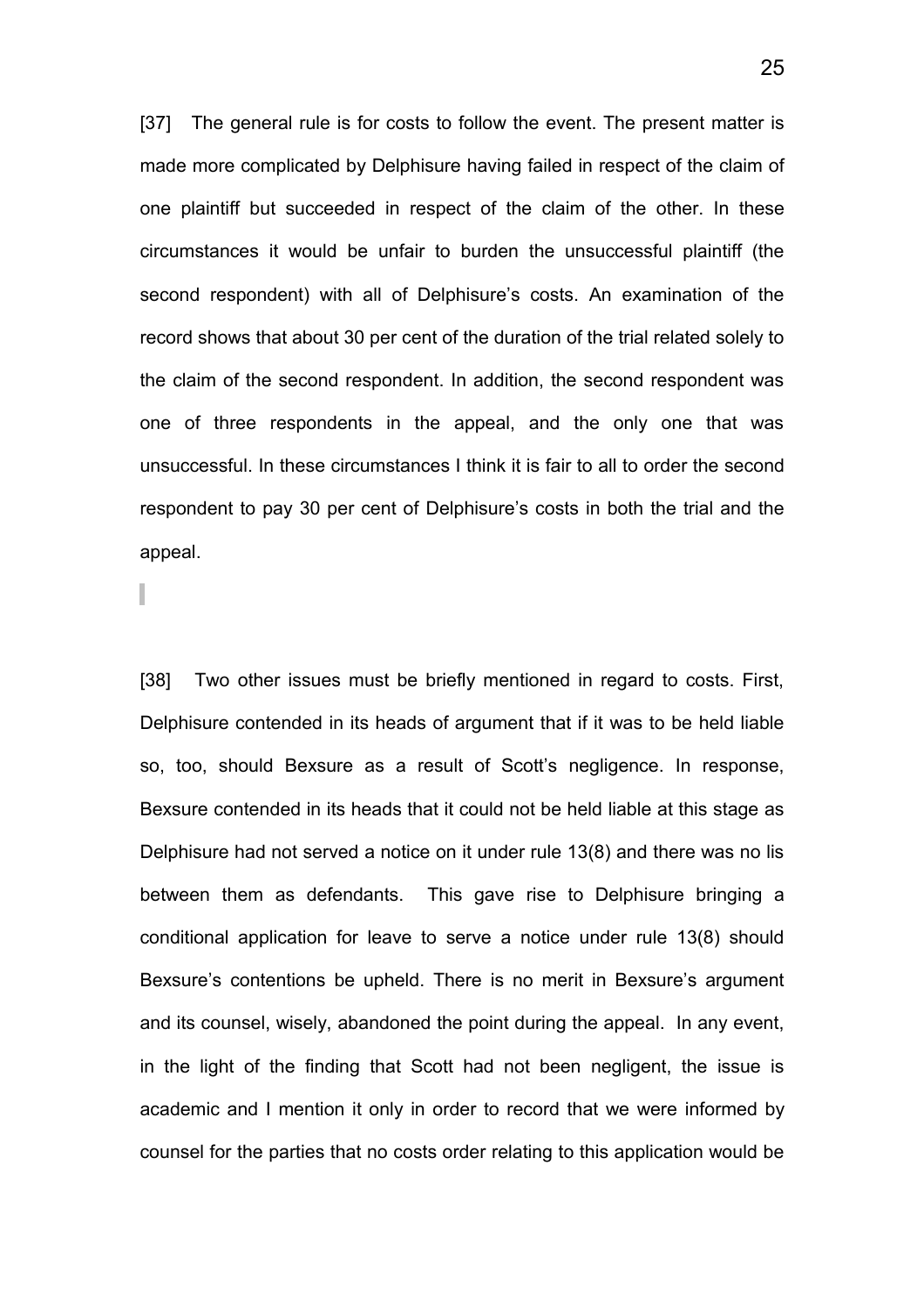[37] The general rule is for costs to follow the event. The present matter is made more complicated by Delphisure having failed in respect of the claim of one plaintiff but succeeded in respect of the claim of the other. In these circumstances it would be unfair to burden the unsuccessful plaintiff (the second respondent) with all of Delphisure's costs. An examination of the record shows that about 30 per cent of the duration of the trial related solely to the claim of the second respondent. In addition, the second respondent was one of three respondents in the appeal, and the only one that was unsuccessful. In these circumstances I think it is fair to all to order the second respondent to pay 30 per cent of Delphisure's costs in both the trial and the appeal.

[38] Two other issues must be briefly mentioned in regard to costs. First, Delphisure contended in its heads of argument that if it was to be held liable so, too, should Bexsure as a result of Scott's negligence. In response, Bexsure contended in its heads that it could not be held liable at this stage as Delphisure had not served a notice on it under rule 13(8) and there was no lis between them as defendants. This gave rise to Delphisure bringing a conditional application for leave to serve a notice under rule 13(8) should Bexsure's contentions be upheld. There is no merit in Bexsure's argument and its counsel, wisely, abandoned the point during the appeal. In any event, in the light of the finding that Scott had not been negligent, the issue is academic and I mention it only in order to record that we were informed by counsel for the parties that no costs order relating to this application would be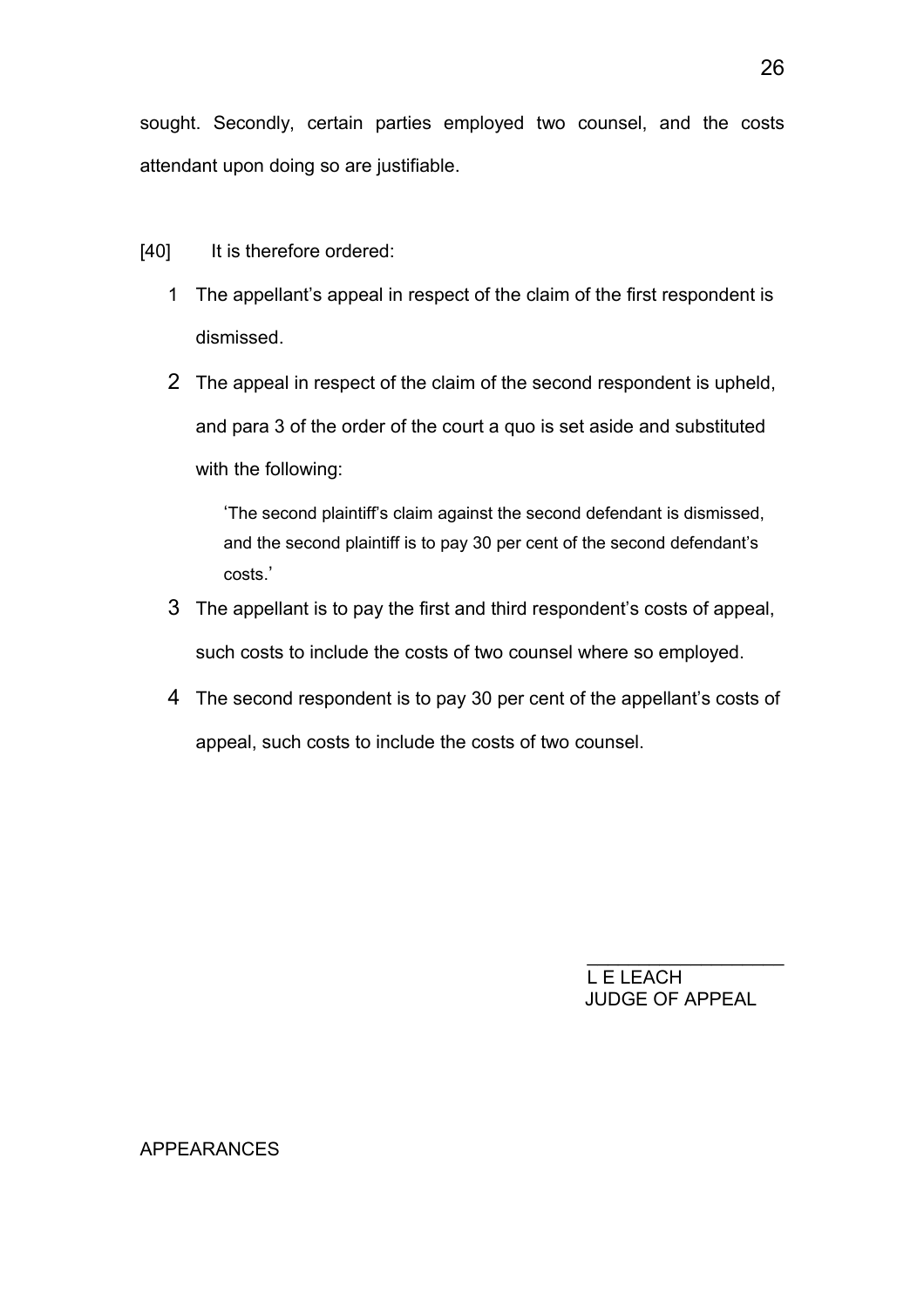sought. Secondly, certain parties employed two counsel, and the costs attendant upon doing so are justifiable.

[40] It is therefore ordered:

1. The appellant's appeal in respect of the claim of the first respondent is dismissed.
2. The appeal in respect of the claim of the second respondent is upheld, and para 3 of the order of the court a quo is set aside and substituted with the following:

   'The second plaintiff's claim against the second defendant is dismissed, and the second plaintiff is to pay 30 per cent of the second defendant's costs.'

3. The appellant is to pay the first and third respondent's costs of appeal, such costs to include the costs of two counsel where so employed.
4. The second respondent is to pay 30 per cent of the appellant's costs of appeal, such costs to include the costs of two counsel.

L E LEACH
JUDGE OF APPEAL

APPEARANCES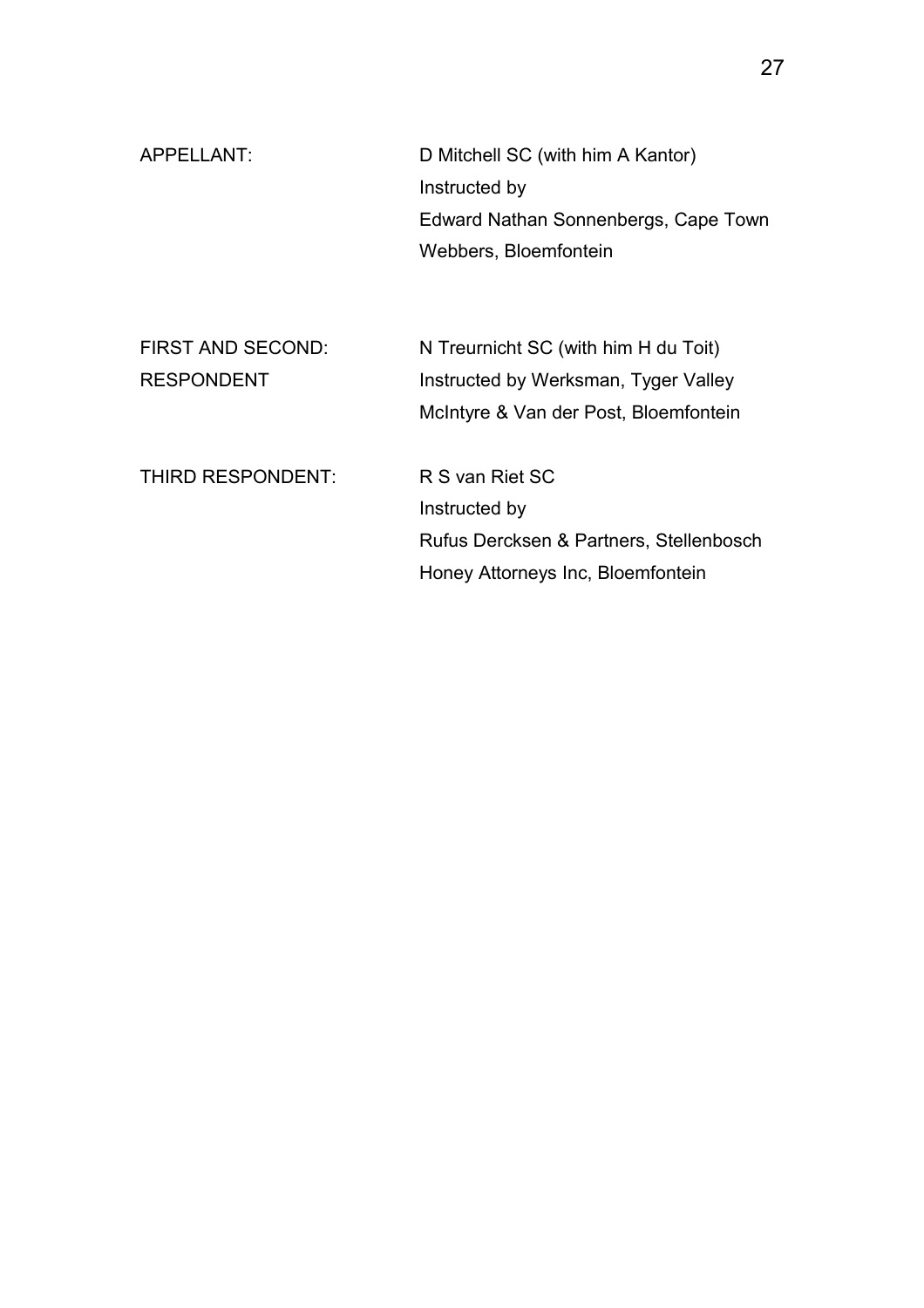| | |
|---|---|
| APPELLANT: | D Mitchell SC (with him A Kantor)<br>Instructed by<br>Edward Nathan Sonnenbergs, Cape Town<br>Webbers, Bloemfontein |
| FIRST AND SECOND:<br>RESPONDENT | N Treurnicht SC (with him H du Toit)<br>Instructed by Werksman, Tyger Valley<br>McIntyre & Van der Post, Bloemfontein |
| THIRD RESPONDENT: | R S van Riet SC<br>Instructed by<br>Rufus Dercksen & Partners, Stellenbosch<br>Honey Attorneys Inc, Bloemfontein |